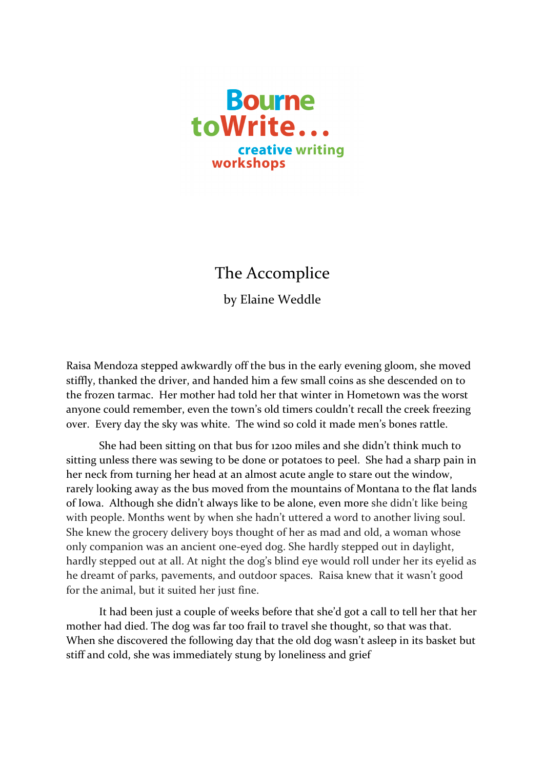Bourne toWrite...

creative writing workshops

# The Accomplice

by Elaine Weddle

Raisa Mendoza stepped awkwardly off the bus in the early evening gloom, she moved stiffly, thanked the driver, and handed him a few small coins as she descended on to the frozen tarmac. Her mother had told her that winter in Hometown was the worst anyone could remember, even the town's old timers couldn't recall the creek freezing over. Every day the sky was white. The wind so cold it made men's bones rattle.

She had been sitting on that bus for 1200 miles and she didn't think much to sitting unless there was sewing to be done or potatoes to peel. She had a sharp pain in her neck from turning her head at an almost acute angle to stare out the window, rarely looking away as the bus moved from the mountains of Montana to the flat lands of Iowa. Although she didn't always like to be alone, even more she didn't like being with people. Months went by when she hadn't uttered a word to another living soul. She knew the grocery delivery boys thought of her as mad and old, a woman whose only companion was an ancient one-eyed dog. She hardly stepped out in daylight, hardly stepped out at all. At night the dog's blind eye would roll under her its eyelid as he dreamt of parks, pavements, and outdoor spaces. Raisa knew that it wasn't good for the animal, but it suited her just fine.

It had been just a couple of weeks before that she'd got a call to tell her that her mother had died. The dog was far too frail to travel she thought, so that was that. When she discovered the following day that the old dog wasn't asleep in its basket but stiff and cold, she was immediately stung by loneliness and grief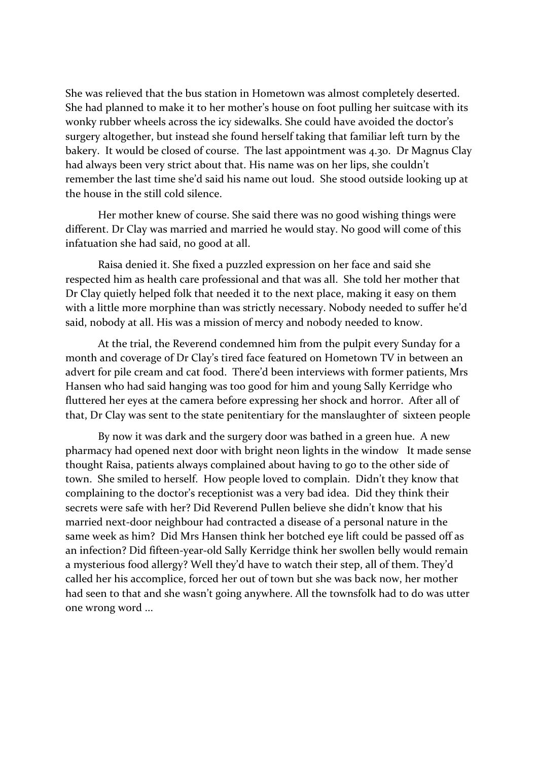She was relieved that the bus station in Hometown was almost completely deserted. She had planned to make it to her mother's house on foot pulling her suitcase with its wonky rubber wheels across the icy sidewalks. She could have avoided the doctor's surgery altogether, but instead she found herself taking that familiar left turn by the bakery. It would be closed of course. The last appointment was 4.30. Dr Magnus Clay had always been very strict about that. His name was on her lips, she couldn't remember the last time she'd said his name out loud. She stood outside looking up at the house in the still cold silence.

Her mother knew of course. She said there was no good wishing things were different. Dr Clay was married and married he would stay. No good will come of this infatuation she had said, no good at all.

Raisa denied it. She fixed a puzzled expression on her face and said she respected him as health care professional and that was all. She told her mother that Dr Clay quietly helped folk that needed it to the next place, making it easy on them with a little more morphine than was strictly necessary. Nobody needed to suffer he'd said, nobody at all. His was a mission of mercy and nobody needed to know.

At the trial, the Reverend condemned him from the pulpit every Sunday for a month and coverage of Dr Clay's tired face featured on Hometown TV in between an advert for pile cream and cat food. There'd been interviews with former patients, Mrs Hansen who had said hanging was too good for him and young Sally Kerridge who fluttered her eyes at the camera before expressing her shock and horror. After all of that, Dr Clay was sent to the state penitentiary for the manslaughter of sixteen people

By now it was dark and the surgery door was bathed in a green hue. A new pharmacy had opened next door with bright neon lights in the window It made sense thought Raisa, patients always complained about having to go to the other side of town. She smiled to herself. How people loved to complain. Didn't they know that complaining to the doctor's receptionist was a very bad idea. Did they think their secrets were safe with her? Did Reverend Pullen believe she didn't know that his married next-door neighbour had contracted a disease of a personal nature in the same week as him? Did Mrs Hansen think her botched eye lift could be passed off as an infection? Did fifteen-year-old Sally Kerridge think her swollen belly would remain a mysterious food allergy? Well they'd have to watch their step, all of them. They'd called her his accomplice, forced her out of town but she was back now, her mother had seen to that and she wasn't going anywhere. All the townsfolk had to do was utter one wrong word …